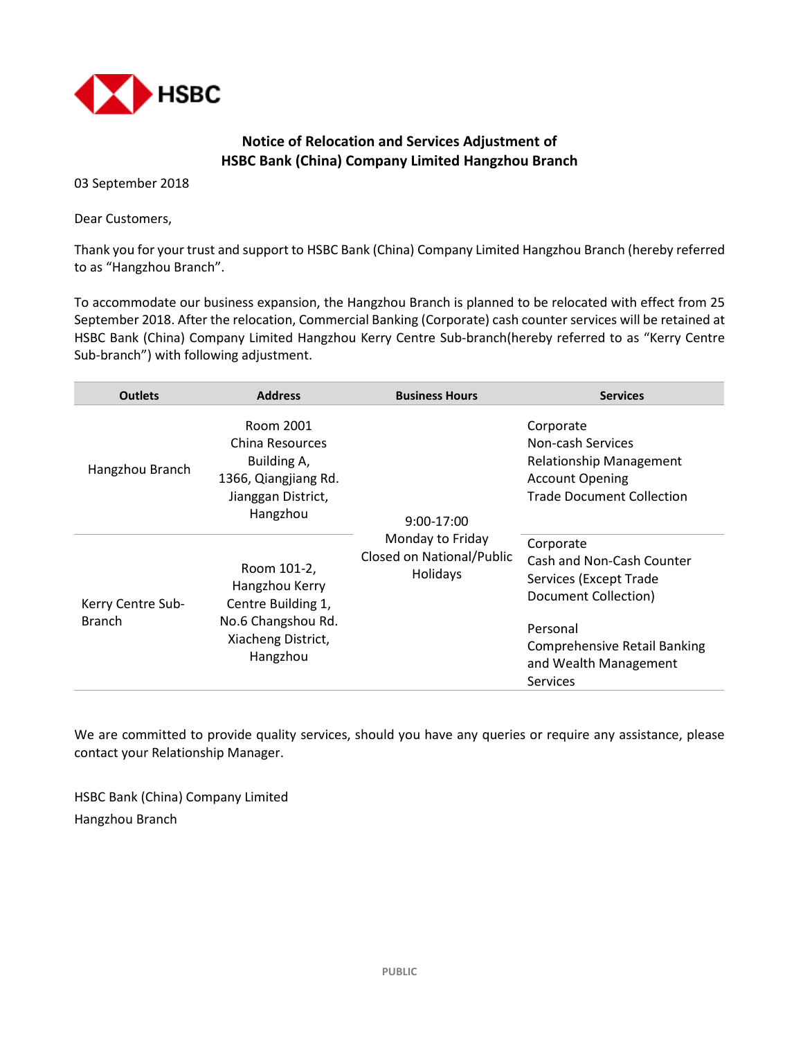## Notice of Relocation and Services Adjustment of HSBC Bank (China) Company Limited Hangzhou Branch

03 September 2018

Dear Customers,

Thank you for your trust and support to HSBC Bank (China) Company Limited Hangzhou Branch (hereby referred to as "Hangzhou Branch".

To accommodate our business expansion, the Hangzhou Branch is planned to be relocated with effect from 25 September 2018. After the relocation, Commercial Banking (Corporate) cash counter services will be retained at HSBC Bank (China) Company Limited Hangzhou Kerry Centre Sub-branch(hereby referred to as "Kerry Centre Sub-branch") with following adjustment.

| Outlets | Address | Business Hours | Services |
|---|---|---|---|
| Hangzhou Branch | Room 2001 China Resources Building A, 1366, Qiangjiang Rd. Jianggan District, Hangzhou | 9:00-17:00 Monday to Friday Closed on National/Public Holidays | Corporate<br>Non-cash Services<br>Relationship Management<br>Account Opening<br>Trade Document Collection |
| Kerry Centre Sub-Branch | Room 101-2, Hangzhou Kerry Centre Building 1, No.6 Changshou Rd. Xiacheng District, Hangzhou | | Corporate<br>Cash and Non-Cash Counter Services (Except Trade Document Collection)<br><br>Personal<br>Comprehensive Retail Banking and Wealth Management Services |

We are committed to provide quality services, should you have any queries or require any assistance, please contact your Relationship Manager.

HSBC Bank (China) Company Limited
Hangzhou Branch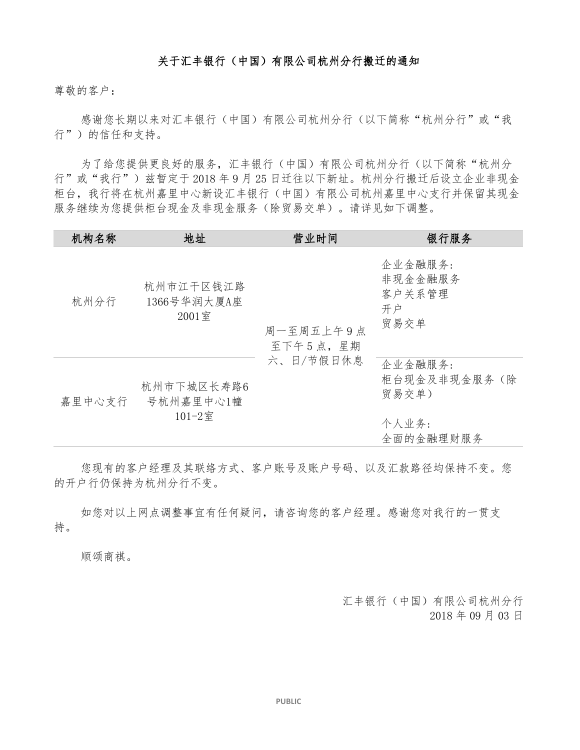# 关于汇丰银行（中国）有限公司杭州分行搬迁的通知

尊敬的客户：

感谢您长期以来对汇丰银行（中国）有限公司杭州分行（以下简称“杭州分行”或“我行”）的信任和支持。

为了给您提供更良好的服务，汇丰银行（中国）有限公司杭州分行（以下简称“杭州分行”或“我行”）兹暂定于 2018 年 9 月 25 日迁往以下新址。杭州分行搬迁后设立企业非现金柜台，我行将在杭州嘉里中心新设汇丰银行（中国）有限公司杭州嘉里中心支行并保留其现金服务继续为您提供柜台现金及非现金服务（除贸易交单）。请详见如下调整。

| 机构名称 | 地址 | 营业时间 | 银行服务 |
| --- | --- | --- | --- |
| 杭州分行 | 杭州市江干区钱江路1366号华润大厦A座2001室 | 周一至周五上午 9 点至下午 5 点，星期六、日/节假日休息 | 企业金融服务:<br>非现金金融服务<br>客户关系管理<br>开户<br>贸易交单 |
| 嘉里中心支行 | 杭州市下城区长寿路6号杭州嘉里中心1幢101-2室 | | 企业金融服务:<br>柜台现金及非现金服务（除贸易交单）<br><br>个人业务:<br>全面的金融理财服务 |

您现有的客户经理及其联络方式、客户账号及账户号码、以及汇款路径均保持不变。您的开户行仍保持为杭州分行不变。

如您对以上网点调整事宜有任何疑问，请咨询您的客户经理。感谢您对我行的一贯支持。

顺颂商祺。

汇丰银行（中国）有限公司杭州分行
2018 年 09 月 03 日

PUBLIC